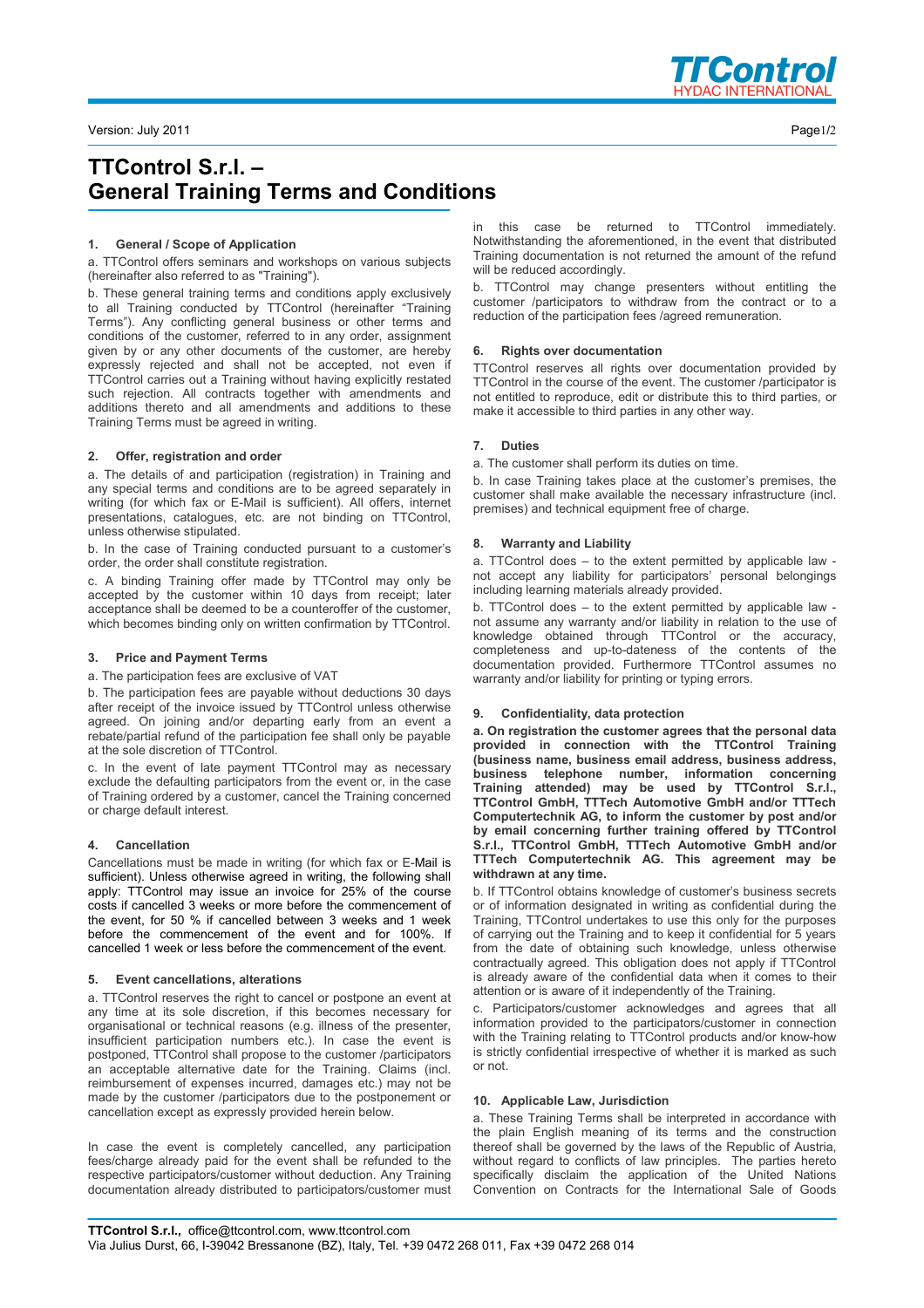# TTControl S.r.l. – General Training Terms and Conditions

### 1. General / Scope of Application

a. TTControl offers seminars and workshops on various subjects (hereinafter also referred to as "Training").

b. These general training terms and conditions apply exclusively to all Training conducted by TTControl (hereinafter "Training Terms"). Any conflicting general business or other terms and conditions of the customer, referred to in any order, assignment given by or any other documents of the customer, are hereby expressly rejected and shall not be accepted, not even if TTControl carries out a Training without having explicitly restated such rejection. All contracts together with amendments and additions thereto and all amendments and additions to these Training Terms must be agreed in writing.

### 2. Offer, registration and order

a. The details of and participation (registration) in Training and any special terms and conditions are to be agreed separately in writing (for which fax or E-Mail is sufficient). All offers, internet presentations, catalogues, etc. are not binding on TTControl, unless otherwise stipulated.

b. In the case of Training conducted pursuant to a customer's order, the order shall constitute registration.

c. A binding Training offer made by TTControl may only be accepted by the customer within 10 days from receipt; later acceptance shall be deemed to be a counteroffer of the customer, which becomes binding only on written confirmation by TTControl.

### 3. Price and Payment Terms

a. The participation fees are exclusive of VAT

b. The participation fees are payable without deductions 30 days after receipt of the invoice issued by TTControl unless otherwise agreed. On joining and/or departing early from an event a rebate/partial refund of the participation fee shall only be payable at the sole discretion of TTControl.

c. In the event of late payment TTControl may as necessary exclude the defaulting participators from the event or, in the case of Training ordered by a customer, cancel the Training concerned or charge default interest.

### 4. Cancellation

Cancellations must be made in writing (for which fax or E-Mail is sufficient). Unless otherwise agreed in writing, the following shall apply: TTControl may issue an invoice for 25% of the course costs if cancelled 3 weeks or more before the commencement of the event, for 50 % if cancelled between 3 weeks and 1 week before the commencement of the event and for 100%. If cancelled 1 week or less before the commencement of the event.

### 5. Event cancellations, alterations

a. TTControl reserves the right to cancel or postpone an event at any time at its sole discretion, if this becomes necessary for organisational or technical reasons (e.g. illness of the presenter, insufficient participation numbers etc.). In case the event is postponed, TTControl shall propose to the customer /participators an acceptable alternative date for the Training. Claims (incl. reimbursement of expenses incurred, damages etc.) may not be made by the customer /participators due to the postponement or cancellation except as expressly provided herein below.

In case the event is completely cancelled, any participation fees/charge already paid for the event shall be refunded to the respective participators/customer without deduction. Any Training documentation already distributed to participators/customer must in this case be returned to TTControl immediately. Notwithstanding the aforementioned, in the event that distributed Training documentation is not returned the amount of the refund will be reduced accordingly.

b. TTControl may change presenters without entitling the customer /participators to withdraw from the contract or to a reduction of the participation fees /agreed remuneration.

### 6. Rights over documentation

TTControl reserves all rights over documentation provided by TTControl in the course of the event. The customer /participator is not entitled to reproduce, edit or distribute this to third parties, or make it accessible to third parties in any other way.

### 7. Duties

a. The customer shall perform its duties on time.

b. In case Training takes place at the customer's premises, the customer shall make available the necessary infrastructure (incl. premises) and technical equipment free of charge.

### 8. Warranty and Liability

a. TTControl does – to the extent permitted by applicable law - not accept any liability for participators' personal belongings including learning materials already provided.

b. TTControl does – to the extent permitted by applicable law - not assume any warranty and/or liability in relation to the use of knowledge obtained through TTControl or the accuracy, completeness and up-to-dateness of the contents of the documentation provided. Furthermore TTControl assumes no warranty and/or liability for printing or typing errors.

### 9. Confidentiality, data protection

**a. On registration the customer agrees that the personal data provided in connection with the TTControl Training (business name, business email address, business address, business telephone number, information concerning Training attended) may be used by TTControl S.r.l., TTControl GmbH, TTTech Automotive GmbH and/or TTTech Computertechnik AG, to inform the customer by post and/or by email concerning further training offered by TTControl S.r.l., TTControl GmbH, TTTech Automotive GmbH and/or TTTech Computertechnik AG. This agreement may be withdrawn at any time.**

b. If TTControl obtains knowledge of customer's business secrets or of information designated in writing as confidential during the Training, TTControl undertakes to use this only for the purposes of carrying out the Training and to keep it confidential for 5 years from the date of obtaining such knowledge, unless otherwise contractually agreed. This obligation does not apply if TTControl is already aware of the confidential data when it comes to their attention or is aware of it independently of the Training.

c. Participators/customer acknowledges and agrees that all information provided to the participators/customer in connection with the Training relating to TTControl products and/or know-how is strictly confidential irrespective of whether it is marked as such or not.

### 10. Applicable Law, Jurisdiction

a. These Training Terms shall be interpreted in accordance with the plain English meaning of its terms and the construction thereof shall be governed by the laws of the Republic of Austria, without regard to conflicts of law principles. The parties hereto specifically disclaim the application of the United Nations Convention on Contracts for the International Sale of Goods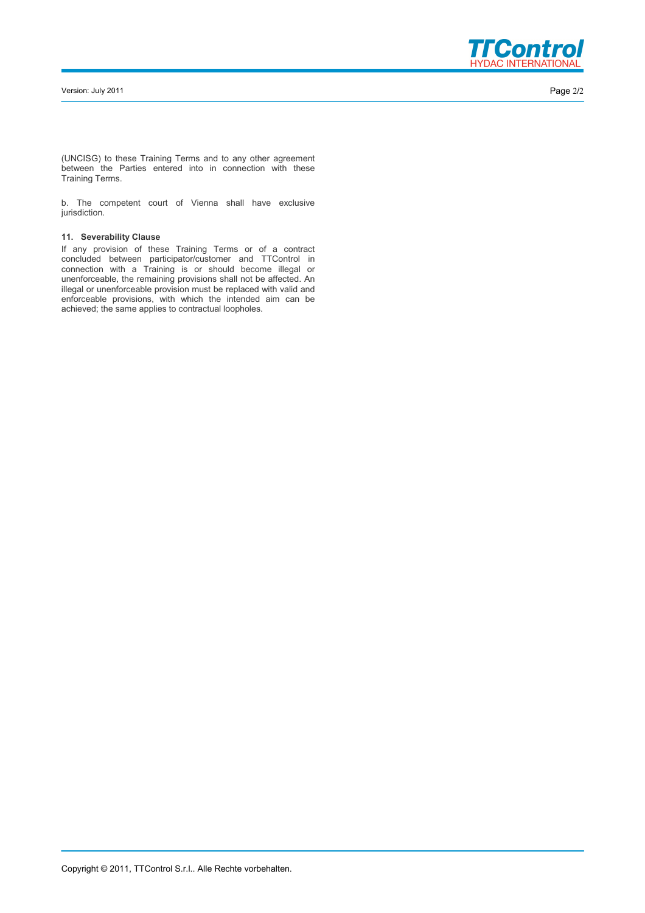(UNCISG) to these Training Terms and to any other agreement between the Parties entered into in connection with these Training Terms.

b. The competent court of Vienna shall have exclusive jurisdiction.

#### 11. Severability Clause

If any provision of these Training Terms or of a contract concluded between participator/customer and TTControl in connection with a Training is or should become illegal or unenforceable, the remaining provisions shall not be affected. An illegal or unenforceable provision must be replaced with valid and enforceable provisions, with which the intended aim can be achieved; the same applies to contractual loopholes.